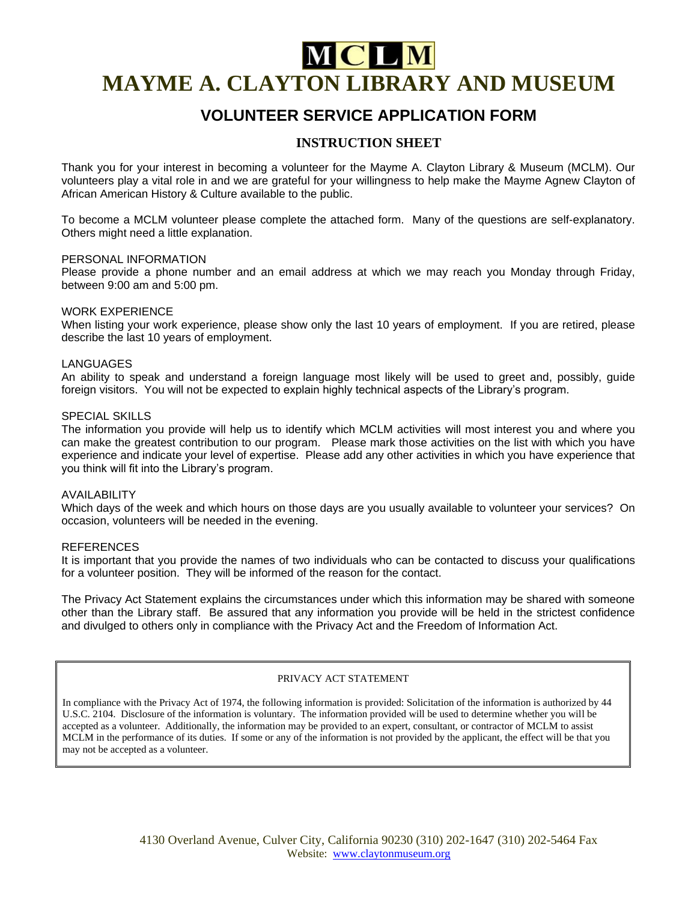# MCLM

# MAYME A. CLAYTON LIBRARY AND MUSEUM

## VOLUNTEER SERVICE APPLICATION FORM

### INSTRUCTION SHEET

Thank you for your interest in becoming a volunteer for the Mayme A. Clayton Library & Museum (MCLM). Our volunteers play a vital role in and we are grateful for your willingness to help make the Mayme Agnew Clayton of African American History & Culture available to the public.

To become a MCLM volunteer please complete the attached form. Many of the questions are self-explanatory. Others might need a little explanation.

PERSONAL INFORMATION
Please provide a phone number and an email address at which we may reach you Monday through Friday, between 9:00 am and 5:00 pm.

WORK EXPERIENCE
When listing your work experience, please show only the last 10 years of employment. If you are retired, please describe the last 10 years of employment.

LANGUAGES
An ability to speak and understand a foreign language most likely will be used to greet and, possibly, guide foreign visitors. You will not be expected to explain highly technical aspects of the Library's program.

SPECIAL SKILLS
The information you provide will help us to identify which MCLM activities will most interest you and where you can make the greatest contribution to our program. Please mark those activities on the list with which you have experience and indicate your level of expertise. Please add any other activities in which you have experience that you think will fit into the Library's program.

AVAILABILITY
Which days of the week and which hours on those days are you usually available to volunteer your services? On occasion, volunteers will be needed in the evening.

REFERENCES
It is important that you provide the names of two individuals who can be contacted to discuss your qualifications for a volunteer position. They will be informed of the reason for the contact.

The Privacy Act Statement explains the circumstances under which this information may be shared with someone other than the Library staff. Be assured that any information you provide will be held in the strictest confidence and divulged to others only in compliance with the Privacy Act and the Freedom of Information Act.

PRIVACY ACT STATEMENT

In compliance with the Privacy Act of 1974, the following information is provided: Solicitation of the information is authorized by 44 U.S.C. 2104. Disclosure of the information is voluntary. The information provided will be used to determine whether you will be accepted as a volunteer. Additionally, the information may be provided to an expert, consultant, or contractor of MCLM to assist MCLM in the performance of its duties. If some or any of the information is not provided by the applicant, the effect will be that you may not be accepted as a volunteer.

4130 Overland Avenue, Culver City, California 90230 (310) 202-1647 (310) 202-5464 Fax
Website: www.claytonmuseum.org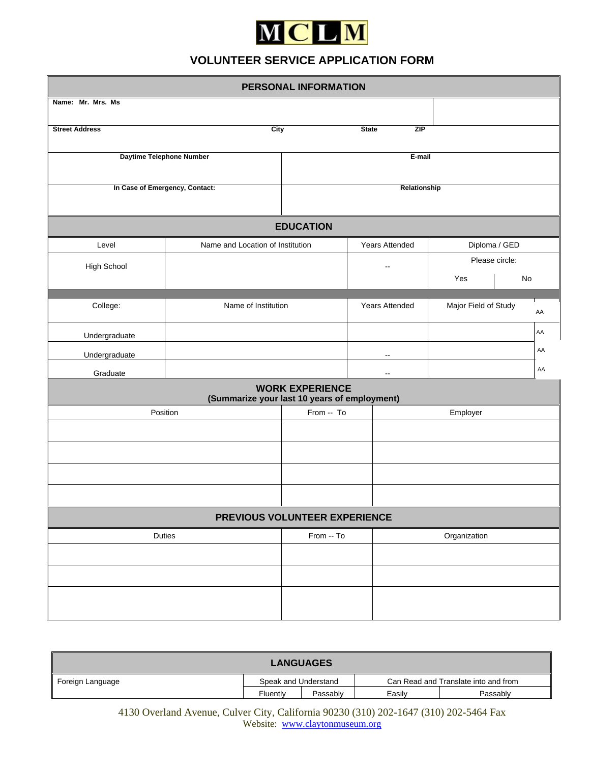**MCLM**

# VOLUNTEER SERVICE APPLICATION FORM

## PERSONAL INFORMATION

| | |
|---|---|
| **Name: Mr. Mrs. Ms** | |
| **Street Address** **City** **State** **ZIP** | |
| **Daytime Telephone Number** | **E-mail** |
| **In Case of Emergency, Contact:** | **Relationship** |

## EDUCATION

| Level | Name and Location of Institution | Years Attended | Diploma / GED | |
|---|---|---|---|---|
| High School | | -- | Please circle: | |
| | | | Yes | No |

| College: | Name of Institution | Years Attended | Major Field of Study | AA |
|---|---|---|---|---|
| Undergraduate | | | | AA |
| Undergraduate | | -- | | AA |
| Graduate | | -- | | AA |

## WORK EXPERIENCE
**(Summarize your last 10 years of employment)**

| Position | From -- To | Employer |
|---|---|---|
| | | |
| | | |
| | | |
| | | |

## PREVIOUS VOLUNTEER EXPERIENCE

| Duties | From -- To | Organization |
|---|---|---|
| | | |
| | | |
| | | |

## LANGUAGES

| Foreign Language | Speak and Understand | | Can Read and Translate into and from | |
|---|---|---|---|---|
| | Fluently | Passably | Easily | Passably |

4130 Overland Avenue, Culver City, California 90230 (310) 202-1647 (310) 202-5464 Fax
Website: www.claytonmuseum.org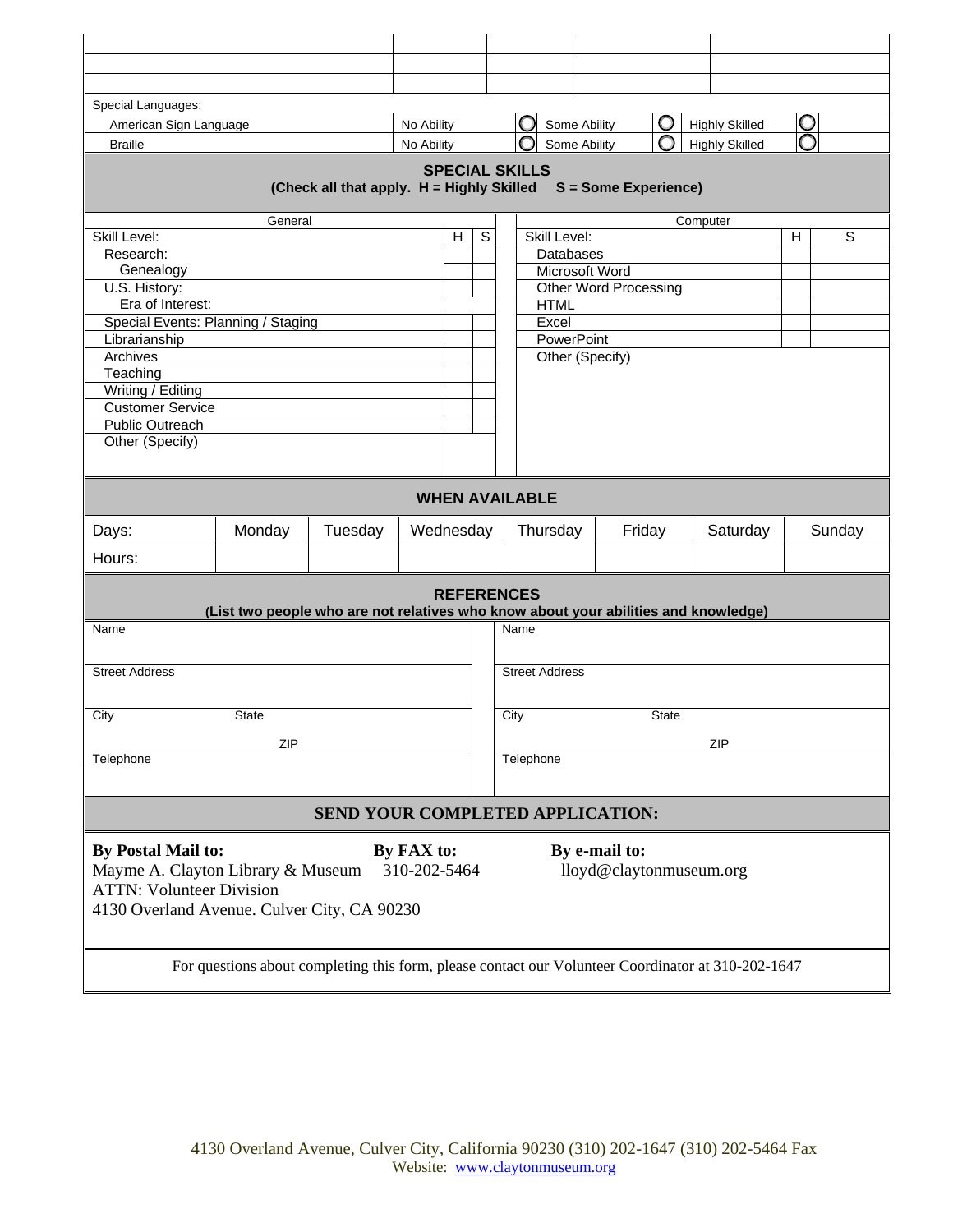| | | | | | |
|---|---|---|---|---|---|
| | | | | | |
| | | | | | |
| | | | | | |

Special Languages:

| | | | | |
|---|---|---|---|---|
| American Sign Language | No Ability ○ | Some Ability ○ | Highly Skilled ○ | |
| Braille | No Ability ○ | Some Ability ○ | Highly Skilled ○ | |

## SPECIAL SKILLS

**(Check all that apply. H = Highly Skilled S = Some Experience)**

| General | H | S | Computer | H | S |
|---|---|---|---|---|---|
| Skill Level: | H | S | Skill Level: | H | S |
| Research: | | | Databases | | |
| Genealogy | | | Microsoft Word | | |
| U.S. History: | | | Other Word Processing | | |
| Era of Interest: | | | HTML | | |
| Special Events: Planning / Staging | | | Excel | | |
| Librarianship | | | PowerPoint | | |
| Archives | | | Other (Specify) | | |
| Teaching | | | | | |
| Writing / Editing | | | | | |
| Customer Service | | | | | |
| Public Outreach | | | | | |
| Other (Specify) | | | | | |

## WHEN AVAILABLE

| Days: | Monday | Tuesday | Wednesday | Thursday | Friday | Saturday | Sunday |
|---|---|---|---|---|---|---|---|
| Hours: | | | | | | | |

## REFERENCES

**(List two people who are not relatives who know about your abilities and knowledge)**

| | |
|---|---|
| Name | Name |
| Street Address | Street Address |
| City State ZIP | City State ZIP |
| Telephone | Telephone |

## SEND YOUR COMPLETED APPLICATION:

**By Postal Mail to:**
Mayme A. Clayton Library & Museum
ATTN: Volunteer Division
4130 Overland Avenue. Culver City, CA 90230

**By FAX to:**
310-202-5464

**By e-mail to:**
lloyd@claytonmuseum.org

For questions about completing this form, please contact our Volunteer Coordinator at 310-202-1647

4130 Overland Avenue, Culver City, California 90230 (310) 202-1647 (310) 202-5464 Fax
Website: www.claytonmuseum.org